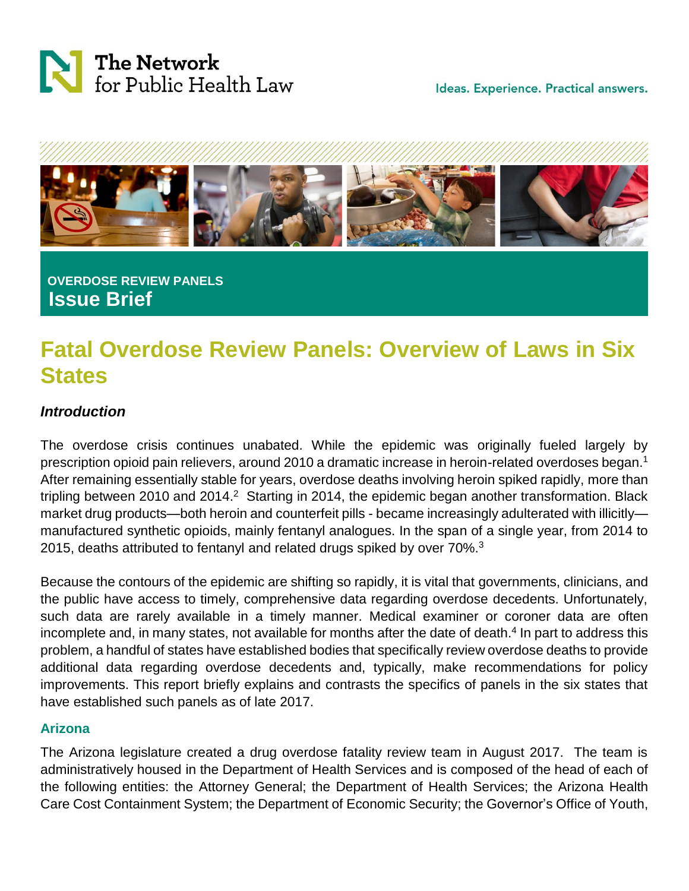The Network for Public Health Law

Ideas. Experience. Practical answers.

**OVERDOSE REVIEW PANELS**
**Issue Brief**

# Fatal Overdose Review Panels: Overview of Laws in Six States

### *Introduction*

The overdose crisis continues unabated. While the epidemic was originally fueled largely by prescription opioid pain relievers, around 2010 a dramatic increase in heroin-related overdoses began.[1] After remaining essentially stable for years, overdose deaths involving heroin spiked rapidly, more than tripling between 2010 and 2014.[2] Starting in 2014, the epidemic began another transformation. Black market drug products—both heroin and counterfeit pills - became increasingly adulterated with illicitly—manufactured synthetic opioids, mainly fentanyl analogues. In the span of a single year, from 2014 to 2015, deaths attributed to fentanyl and related drugs spiked by over 70%.[3]

Because the contours of the epidemic are shifting so rapidly, it is vital that governments, clinicians, and the public have access to timely, comprehensive data regarding overdose decedents. Unfortunately, such data are rarely available in a timely manner. Medical examiner or coroner data are often incomplete and, in many states, not available for months after the date of death.[4] In part to address this problem, a handful of states have established bodies that specifically review overdose deaths to provide additional data regarding overdose decedents and, typically, make recommendations for policy improvements. This report briefly explains and contrasts the specifics of panels in the six states that have established such panels as of late 2017.

### Arizona

The Arizona legislature created a drug overdose fatality review team in August 2017. The team is administratively housed in the Department of Health Services and is composed of the head of each of the following entities: the Attorney General; the Department of Health Services; the Arizona Health Care Cost Containment System; the Department of Economic Security; the Governor's Office of Youth,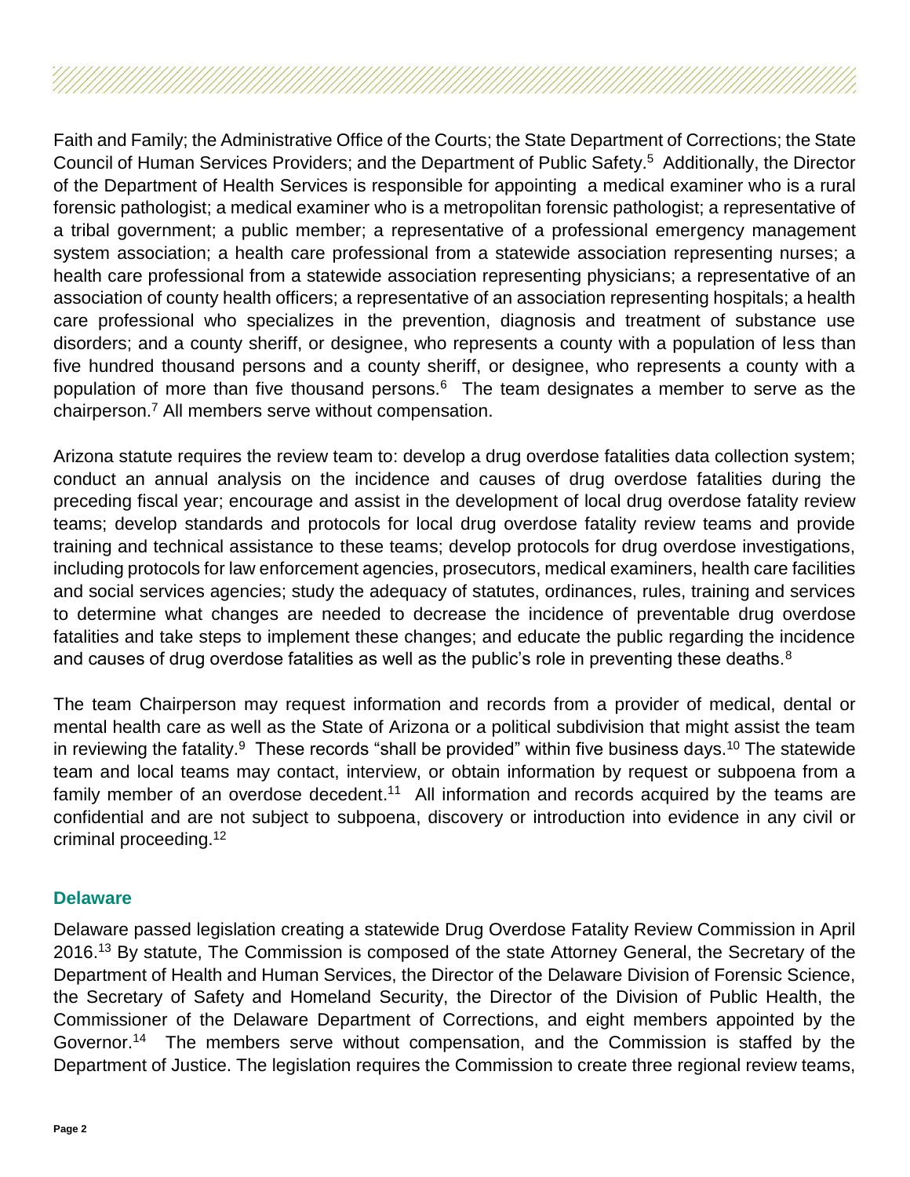Faith and Family; the Administrative Office of the Courts; the State Department of Corrections; the State Council of Human Services Providers; and the Department of Public Safety.[5] Additionally, the Director of the Department of Health Services is responsible for appointing a medical examiner who is a rural forensic pathologist; a medical examiner who is a metropolitan forensic pathologist; a representative of a tribal government; a public member; a representative of a professional emergency management system association; a health care professional from a statewide association representing nurses; a health care professional from a statewide association representing physicians; a representative of an association of county health officers; a representative of an association representing hospitals; a health care professional who specializes in the prevention, diagnosis and treatment of substance use disorders; and a county sheriff, or designee, who represents a county with a population of less than five hundred thousand persons and a county sheriff, or designee, who represents a county with a population of more than five thousand persons.[6] The team designates a member to serve as the chairperson.[7] All members serve without compensation.

Arizona statute requires the review team to: develop a drug overdose fatalities data collection system; conduct an annual analysis on the incidence and causes of drug overdose fatalities during the preceding fiscal year; encourage and assist in the development of local drug overdose fatality review teams; develop standards and protocols for local drug overdose fatality review teams and provide training and technical assistance to these teams; develop protocols for drug overdose investigations, including protocols for law enforcement agencies, prosecutors, medical examiners, health care facilities and social services agencies; study the adequacy of statutes, ordinances, rules, training and services to determine what changes are needed to decrease the incidence of preventable drug overdose fatalities and take steps to implement these changes; and educate the public regarding the incidence and causes of drug overdose fatalities as well as the public's role in preventing these deaths.[8]

The team Chairperson may request information and records from a provider of medical, dental or mental health care as well as the State of Arizona or a political subdivision that might assist the team in reviewing the fatality.[9] These records "shall be provided" within five business days.[10] The statewide team and local teams may contact, interview, or obtain information by request or subpoena from a family member of an overdose decedent.[11] All information and records acquired by the teams are confidential and are not subject to subpoena, discovery or introduction into evidence in any civil or criminal proceeding.[12]

### Delaware

Delaware passed legislation creating a statewide Drug Overdose Fatality Review Commission in April 2016.[13] By statute, The Commission is composed of the state Attorney General, the Secretary of the Department of Health and Human Services, the Director of the Delaware Division of Forensic Science, the Secretary of Safety and Homeland Security, the Director of the Division of Public Health, the Commissioner of the Delaware Department of Corrections, and eight members appointed by the Governor.[14] The members serve without compensation, and the Commission is staffed by the Department of Justice. The legislation requires the Commission to create three regional review teams,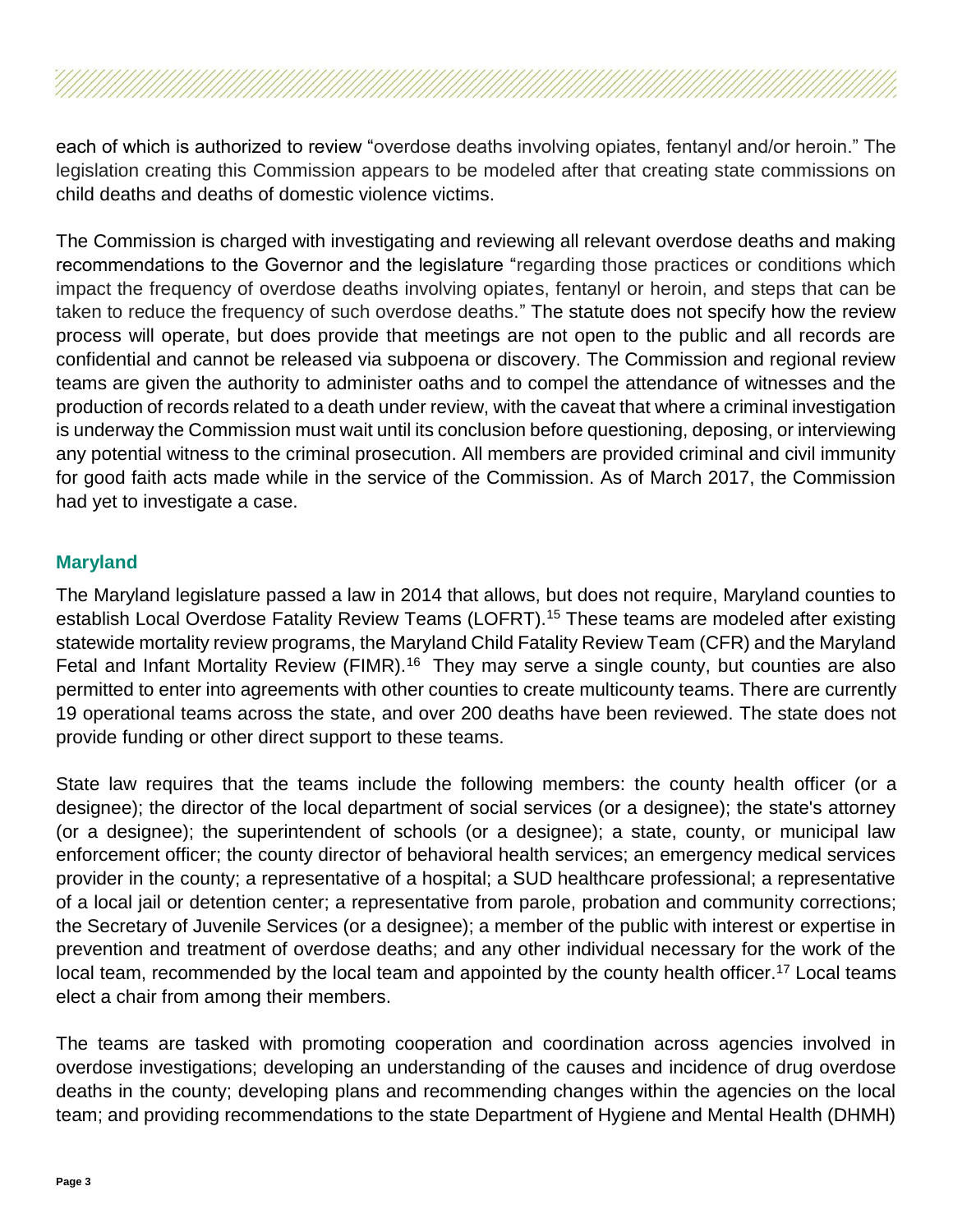each of which is authorized to review "overdose deaths involving opiates, fentanyl and/or heroin." The legislation creating this Commission appears to be modeled after that creating state commissions on child deaths and deaths of domestic violence victims.

The Commission is charged with investigating and reviewing all relevant overdose deaths and making recommendations to the Governor and the legislature "regarding those practices or conditions which impact the frequency of overdose deaths involving opiates, fentanyl or heroin, and steps that can be taken to reduce the frequency of such overdose deaths." The statute does not specify how the review process will operate, but does provide that meetings are not open to the public and all records are confidential and cannot be released via subpoena or discovery. The Commission and regional review teams are given the authority to administer oaths and to compel the attendance of witnesses and the production of records related to a death under review, with the caveat that where a criminal investigation is underway the Commission must wait until its conclusion before questioning, deposing, or interviewing any potential witness to the criminal prosecution. All members are provided criminal and civil immunity for good faith acts made while in the service of the Commission. As of March 2017, the Commission had yet to investigate a case.

### Maryland

The Maryland legislature passed a law in 2014 that allows, but does not require, Maryland counties to establish Local Overdose Fatality Review Teams (LOFRT).[15] These teams are modeled after existing statewide mortality review programs, the Maryland Child Fatality Review Team (CFR) and the Maryland Fetal and Infant Mortality Review (FIMR).[16] They may serve a single county, but counties are also permitted to enter into agreements with other counties to create multicounty teams. There are currently 19 operational teams across the state, and over 200 deaths have been reviewed. The state does not provide funding or other direct support to these teams.

State law requires that the teams include the following members: the county health officer (or a designee); the director of the local department of social services (or a designee); the state's attorney (or a designee); the superintendent of schools (or a designee); a state, county, or municipal law enforcement officer; the county director of behavioral health services; an emergency medical services provider in the county; a representative of a hospital; a SUD healthcare professional; a representative of a local jail or detention center; a representative from parole, probation and community corrections; the Secretary of Juvenile Services (or a designee); a member of the public with interest or expertise in prevention and treatment of overdose deaths; and any other individual necessary for the work of the local team, recommended by the local team and appointed by the county health officer.[17] Local teams elect a chair from among their members.

The teams are tasked with promoting cooperation and coordination across agencies involved in overdose investigations; developing an understanding of the causes and incidence of drug overdose deaths in the county; developing plans and recommending changes within the agencies on the local team; and providing recommendations to the state Department of Hygiene and Mental Health (DHMH)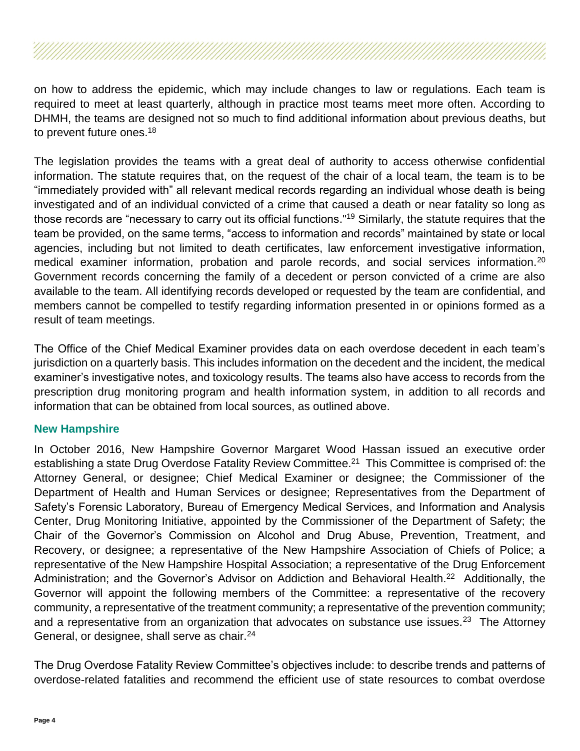on how to address the epidemic, which may include changes to law or regulations. Each team is required to meet at least quarterly, although in practice most teams meet more often. According to DHMH, the teams are designed not so much to find additional information about previous deaths, but to prevent future ones.[18]

The legislation provides the teams with a great deal of authority to access otherwise confidential information. The statute requires that, on the request of the chair of a local team, the team is to be "immediately provided with" all relevant medical records regarding an individual whose death is being investigated and of an individual convicted of a crime that caused a death or near fatality so long as those records are "necessary to carry out its official functions."[19] Similarly, the statute requires that the team be provided, on the same terms, "access to information and records" maintained by state or local agencies, including but not limited to death certificates, law enforcement investigative information, medical examiner information, probation and parole records, and social services information.[20] Government records concerning the family of a decedent or person convicted of a crime are also available to the team. All identifying records developed or requested by the team are confidential, and members cannot be compelled to testify regarding information presented in or opinions formed as a result of team meetings.

The Office of the Chief Medical Examiner provides data on each overdose decedent in each team's jurisdiction on a quarterly basis. This includes information on the decedent and the incident, the medical examiner's investigative notes, and toxicology results. The teams also have access to records from the prescription drug monitoring program and health information system, in addition to all records and information that can be obtained from local sources, as outlined above.

### New Hampshire

In October 2016, New Hampshire Governor Margaret Wood Hassan issued an executive order establishing a state Drug Overdose Fatality Review Committee.[21] This Committee is comprised of: the Attorney General, or designee; Chief Medical Examiner or designee; the Commissioner of the Department of Health and Human Services or designee; Representatives from the Department of Safety's Forensic Laboratory, Bureau of Emergency Medical Services, and Information and Analysis Center, Drug Monitoring Initiative, appointed by the Commissioner of the Department of Safety; the Chair of the Governor's Commission on Alcohol and Drug Abuse, Prevention, Treatment, and Recovery, or designee; a representative of the New Hampshire Association of Chiefs of Police; a representative of the New Hampshire Hospital Association; a representative of the Drug Enforcement Administration; and the Governor's Advisor on Addiction and Behavioral Health.[22] Additionally, the Governor will appoint the following members of the Committee: a representative of the recovery community, a representative of the treatment community; a representative of the prevention community; and a representative from an organization that advocates on substance use issues.[23] The Attorney General, or designee, shall serve as chair.[24]

The Drug Overdose Fatality Review Committee's objectives include: to describe trends and patterns of overdose-related fatalities and recommend the efficient use of state resources to combat overdose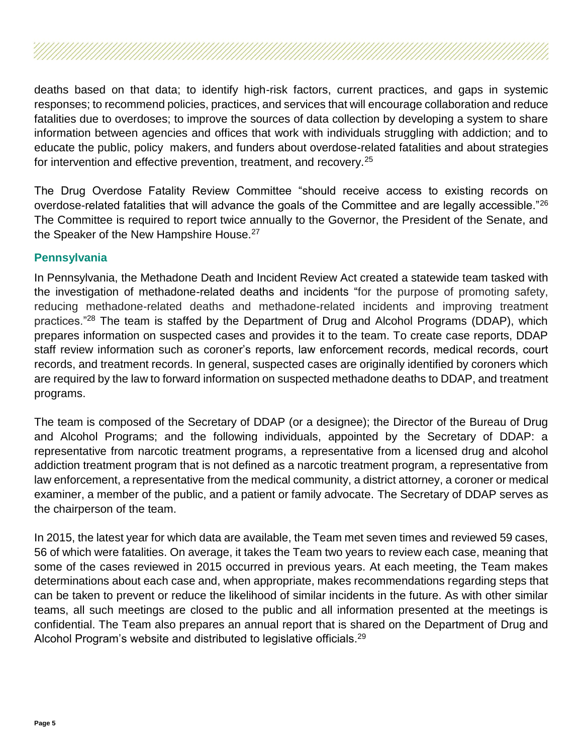deaths based on that data; to identify high-risk factors, current practices, and gaps in systemic responses; to recommend policies, practices, and services that will encourage collaboration and reduce fatalities due to overdoses; to improve the sources of data collection by developing a system to share information between agencies and offices that work with individuals struggling with addiction; and to educate the public, policy makers, and funders about overdose-related fatalities and about strategies for intervention and effective prevention, treatment, and recovery.[25]

The Drug Overdose Fatality Review Committee "should receive access to existing records on overdose-related fatalities that will advance the goals of the Committee and are legally accessible."[26] The Committee is required to report twice annually to the Governor, the President of the Senate, and the Speaker of the New Hampshire House.[27]

### Pennsylvania

In Pennsylvania, the Methadone Death and Incident Review Act created a statewide team tasked with the investigation of methadone-related deaths and incidents "for the purpose of promoting safety, reducing methadone-related deaths and methadone-related incidents and improving treatment practices."[28] The team is staffed by the Department of Drug and Alcohol Programs (DDAP), which prepares information on suspected cases and provides it to the team. To create case reports, DDAP staff review information such as coroner's reports, law enforcement records, medical records, court records, and treatment records. In general, suspected cases are originally identified by coroners which are required by the law to forward information on suspected methadone deaths to DDAP, and treatment programs.

The team is composed of the Secretary of DDAP (or a designee); the Director of the Bureau of Drug and Alcohol Programs; and the following individuals, appointed by the Secretary of DDAP: a representative from narcotic treatment programs, a representative from a licensed drug and alcohol addiction treatment program that is not defined as a narcotic treatment program, a representative from law enforcement, a representative from the medical community, a district attorney, a coroner or medical examiner, a member of the public, and a patient or family advocate. The Secretary of DDAP serves as the chairperson of the team.

In 2015, the latest year for which data are available, the Team met seven times and reviewed 59 cases, 56 of which were fatalities. On average, it takes the Team two years to review each case, meaning that some of the cases reviewed in 2015 occurred in previous years. At each meeting, the Team makes determinations about each case and, when appropriate, makes recommendations regarding steps that can be taken to prevent or reduce the likelihood of similar incidents in the future. As with other similar teams, all such meetings are closed to the public and all information presented at the meetings is confidential. The Team also prepares an annual report that is shared on the Department of Drug and Alcohol Program's website and distributed to legislative officials.[29]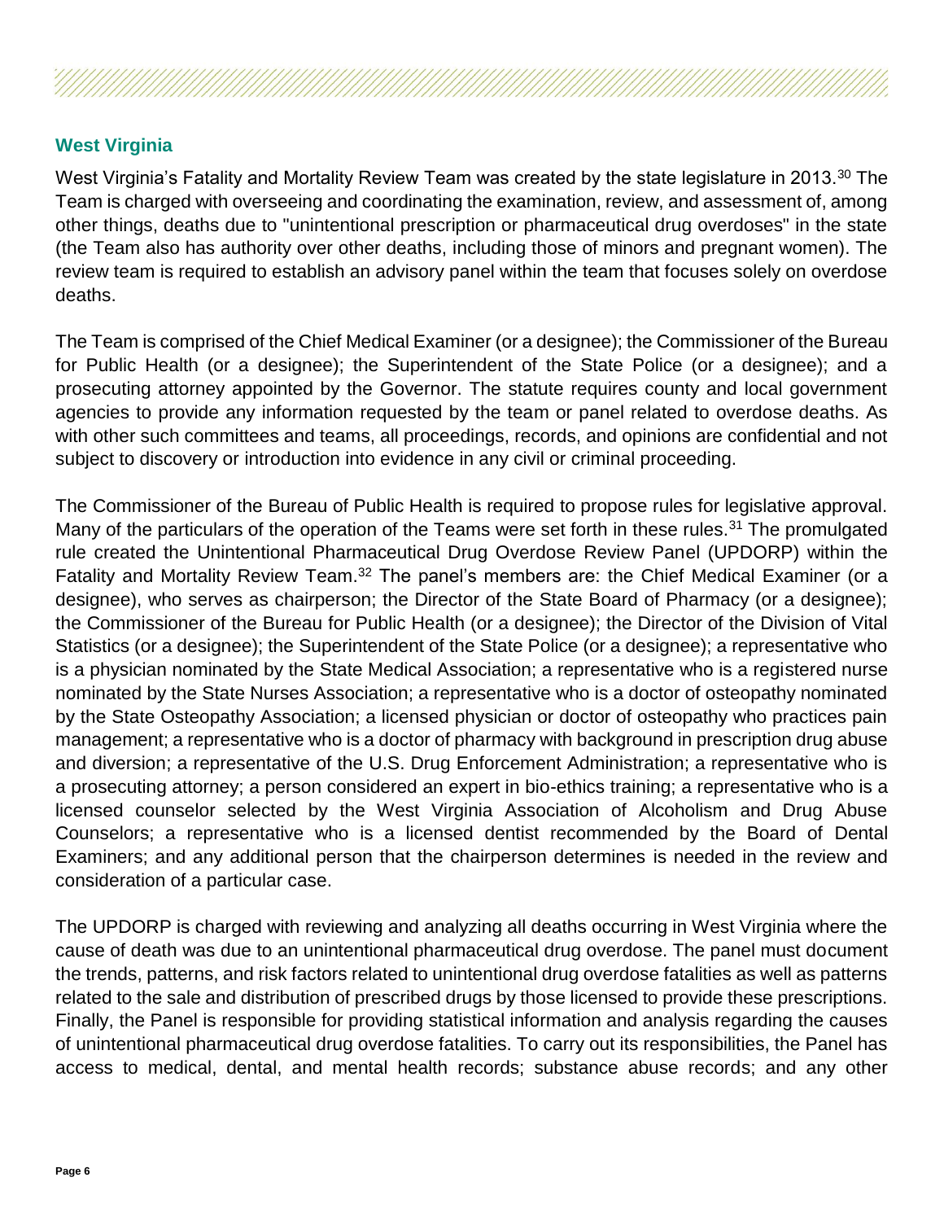## West Virginia

West Virginia's Fatality and Mortality Review Team was created by the state legislature in 2013.[30] The Team is charged with overseeing and coordinating the examination, review, and assessment of, among other things, deaths due to "unintentional prescription or pharmaceutical drug overdoses" in the state (the Team also has authority over other deaths, including those of minors and pregnant women). The review team is required to establish an advisory panel within the team that focuses solely on overdose deaths.

The Team is comprised of the Chief Medical Examiner (or a designee); the Commissioner of the Bureau for Public Health (or a designee); the Superintendent of the State Police (or a designee); and a prosecuting attorney appointed by the Governor. The statute requires county and local government agencies to provide any information requested by the team or panel related to overdose deaths. As with other such committees and teams, all proceedings, records, and opinions are confidential and not subject to discovery or introduction into evidence in any civil or criminal proceeding.

The Commissioner of the Bureau of Public Health is required to propose rules for legislative approval. Many of the particulars of the operation of the Teams were set forth in these rules.[31] The promulgated rule created the Unintentional Pharmaceutical Drug Overdose Review Panel (UPDORP) within the Fatality and Mortality Review Team.[32] The panel's members are: the Chief Medical Examiner (or a designee), who serves as chairperson; the Director of the State Board of Pharmacy (or a designee); the Commissioner of the Bureau for Public Health (or a designee); the Director of the Division of Vital Statistics (or a designee); the Superintendent of the State Police (or a designee); a representative who is a physician nominated by the State Medical Association; a representative who is a registered nurse nominated by the State Nurses Association; a representative who is a doctor of osteopathy nominated by the State Osteopathy Association; a licensed physician or doctor of osteopathy who practices pain management; a representative who is a doctor of pharmacy with background in prescription drug abuse and diversion; a representative of the U.S. Drug Enforcement Administration; a representative who is a prosecuting attorney; a person considered an expert in bio-ethics training; a representative who is a licensed counselor selected by the West Virginia Association of Alcoholism and Drug Abuse Counselors; a representative who is a licensed dentist recommended by the Board of Dental Examiners; and any additional person that the chairperson determines is needed in the review and consideration of a particular case.

The UPDORP is charged with reviewing and analyzing all deaths occurring in West Virginia where the cause of death was due to an unintentional pharmaceutical drug overdose. The panel must document the trends, patterns, and risk factors related to unintentional drug overdose fatalities as well as patterns related to the sale and distribution of prescribed drugs by those licensed to provide these prescriptions. Finally, the Panel is responsible for providing statistical information and analysis regarding the causes of unintentional pharmaceutical drug overdose fatalities. To carry out its responsibilities, the Panel has access to medical, dental, and mental health records; substance abuse records; and any other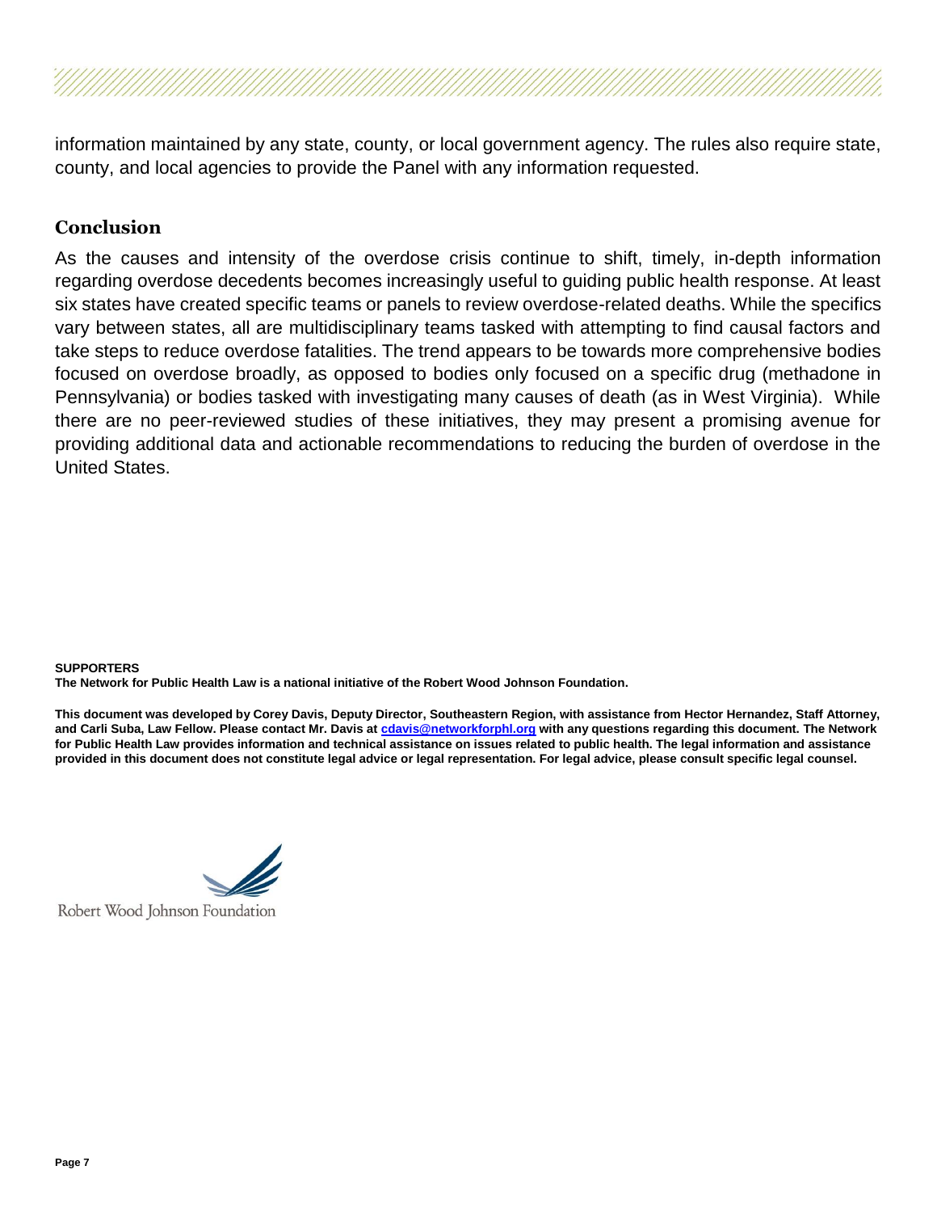information maintained by any state, county, or local government agency. The rules also require state, county, and local agencies to provide the Panel with any information requested.

## Conclusion

As the causes and intensity of the overdose crisis continue to shift, timely, in-depth information regarding overdose decedents becomes increasingly useful to guiding public health response. At least six states have created specific teams or panels to review overdose-related deaths. While the specifics vary between states, all are multidisciplinary teams tasked with attempting to find causal factors and take steps to reduce overdose fatalities. The trend appears to be towards more comprehensive bodies focused on overdose broadly, as opposed to bodies only focused on a specific drug (methadone in Pennsylvania) or bodies tasked with investigating many causes of death (as in West Virginia). While there are no peer-reviewed studies of these initiatives, they may present a promising avenue for providing additional data and actionable recommendations to reducing the burden of overdose in the United States.

**SUPPORTERS**
**The Network for Public Health Law is a national initiative of the Robert Wood Johnson Foundation.**

**This document was developed by Corey Davis, Deputy Director, Southeastern Region, with assistance from Hector Hernandez, Staff Attorney, and Carli Suba, Law Fellow. Please contact Mr. Davis at cdavis@networkforphl.org with any questions regarding this document. The Network for Public Health Law provides information and technical assistance on issues related to public health. The legal information and assistance provided in this document does not constitute legal advice or legal representation. For legal advice, please consult specific legal counsel.**

Robert Wood Johnson Foundation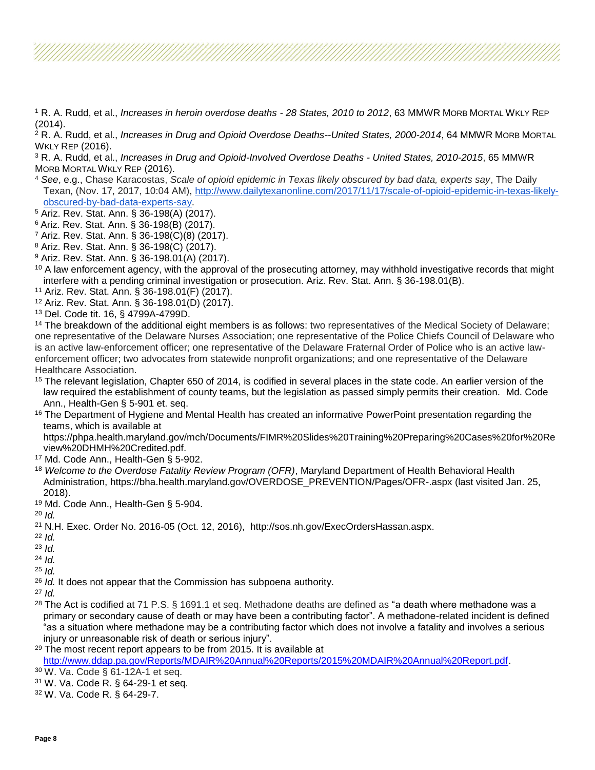[1] R. A. Rudd, et al., *Increases in heroin overdose deaths - 28 States, 2010 to 2012*, 63 MMWR MORB MORTAL WKLY REP (2014).

[2] R. A. Rudd, et al., *Increases in Drug and Opioid Overdose Deaths--United States, 2000-2014*, 64 MMWR MORB MORTAL WKLY REP (2016).

[3] R. A. Rudd, et al., *Increases in Drug and Opioid-Involved Overdose Deaths - United States, 2010-2015*, 65 MMWR MORB MORTAL WKLY REP (2016).

[4] *See*, e.g., Chase Karacostas, *Scale of opioid epidemic in Texas likely obscured by bad data, experts say*, The Daily Texan, (Nov. 17, 2017, 10:04 AM), http://www.dailytexanonline.com/2017/11/17/scale-of-opioid-epidemic-in-texas-likely-obscured-by-bad-data-experts-say.

[5] Ariz. Rev. Stat. Ann. § 36-198(A) (2017).

[6] Ariz. Rev. Stat. Ann. § 36-198(B) (2017).

[7] Ariz. Rev. Stat. Ann. § 36-198(C)(8) (2017).

[8] Ariz. Rev. Stat. Ann. § 36-198(C) (2017).

[9] Ariz. Rev. Stat. Ann. § 36-198.01(A) (2017).

[10] A law enforcement agency, with the approval of the prosecuting attorney, may withhold investigative records that might interfere with a pending criminal investigation or prosecution. Ariz. Rev. Stat. Ann. § 36-198.01(B).

[11] Ariz. Rev. Stat. Ann. § 36-198.01(F) (2017).

[12] Ariz. Rev. Stat. Ann. § 36-198.01(D) (2017).

[13] Del. Code tit. 16, § 4799A-4799D.

[14] The breakdown of the additional eight members is as follows: two representatives of the Medical Society of Delaware; one representative of the Delaware Nurses Association; one representative of the Police Chiefs Council of Delaware who is an active law-enforcement officer; one representative of the Delaware Fraternal Order of Police who is an active law-enforcement officer; two advocates from statewide nonprofit organizations; and one representative of the Delaware Healthcare Association.

[15] The relevant legislation, Chapter 650 of 2014, is codified in several places in the state code. An earlier version of the law required the establishment of county teams, but the legislation as passed simply permits their creation. Md. Code Ann., Health-Gen § 5-901 et. seq.

[16] The Department of Hygiene and Mental Health has created an informative PowerPoint presentation regarding the teams, which is available at https://phpa.health.maryland.gov/mch/Documents/FIMR%20Slides%20Training%20Preparing%20Cases%20for%20Review%20DHMH%20Credited.pdf.

[17] Md. Code Ann., Health-Gen § 5-902.

[18] *Welcome to the Overdose Fatality Review Program (OFR)*, Maryland Department of Health Behavioral Health Administration, https://bha.health.maryland.gov/OVERDOSE_PREVENTION/Pages/OFR-.aspx (last visited Jan. 25, 2018).

[19] Md. Code Ann., Health-Gen § 5-904.

[20] *Id.*

[21] N.H. Exec. Order No. 2016-05 (Oct. 12, 2016), http://sos.nh.gov/ExecOrdersHassan.aspx.

[22] *Id.*

[23] *Id.*

[24] *Id.*

[25] *Id.*

[26] *Id.* It does not appear that the Commission has subpoena authority.

[27] *Id.*

[28] The Act is codified at 71 P.S. § 1691.1 et seq. Methadone deaths are defined as "a death where methadone was a primary or secondary cause of death or may have been a contributing factor". A methadone-related incident is defined "as a situation where methadone may be a contributing factor which does not involve a fatality and involves a serious injury or unreasonable risk of death or serious injury".

[29] The most recent report appears to be from 2015. It is available at http://www.ddap.pa.gov/Reports/MDAIR%20Annual%20Reports/2015%20MDAIR%20Annual%20Report.pdf.

[30] W. Va. Code § 61-12A-1 et seq.

[31] W. Va. Code R. § 64-29-1 et seq.

[32] W. Va. Code R. § 64-29-7.